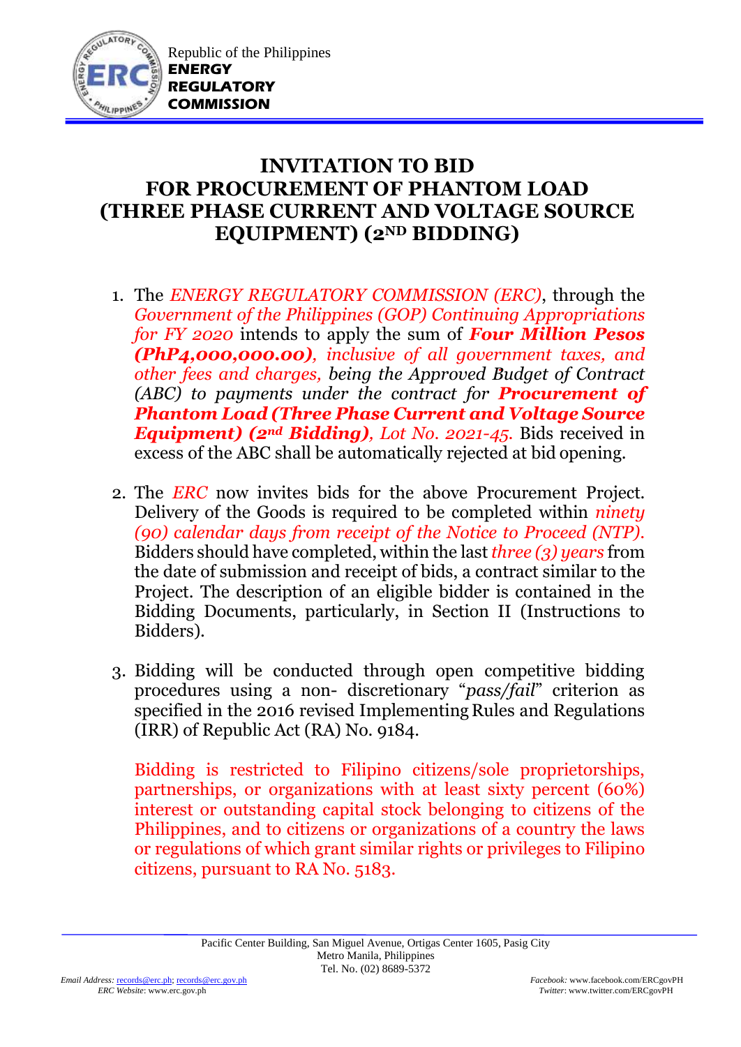Republic of the Philippines
**ENERGY REGULATORY COMMISSION**

# INVITATION TO BID FOR PROCUREMENT OF PHANTOM LOAD (THREE PHASE CURRENT AND VOLTAGE SOURCE EQUIPMENT) (2ND BIDDING)

1. The *ENERGY REGULATORY COMMISSION (ERC)*, through the *Government of the Philippines (GOP) Continuing Appropriations for FY 2020* intends to apply the sum of ***Four Million Pesos (PhP4,000,000.00)****, inclusive of all government taxes, and other fees and charges, being the Approved Budget of Contract (ABC) to payments under the contract for* ***Procurement of Phantom Load (Three Phase Current and Voltage Source Equipment) (2nd Bidding)****, Lot No. 2021-45.* Bids received in excess of the ABC shall be automatically rejected at bid opening.

2. The *ERC* now invites bids for the above Procurement Project. Delivery of the Goods is required to be completed within *ninety (90) calendar days from receipt of the Notice to Proceed (NTP).* Bidders should have completed, within the last *three (3) years* from the date of submission and receipt of bids, a contract similar to the Project. The description of an eligible bidder is contained in the Bidding Documents, particularly, in Section II (Instructions to Bidders).

3. Bidding will be conducted through open competitive bidding procedures using a non- discretionary "*pass/fail*" criterion as specified in the 2016 revised Implementing Rules and Regulations (IRR) of Republic Act (RA) No. 9184.

   Bidding is restricted to Filipino citizens/sole proprietorships, partnerships, or organizations with at least sixty percent (60%) interest or outstanding capital stock belonging to citizens of the Philippines, and to citizens or organizations of a country the laws or regulations of which grant similar rights or privileges to Filipino citizens, pursuant to RA No. 5183.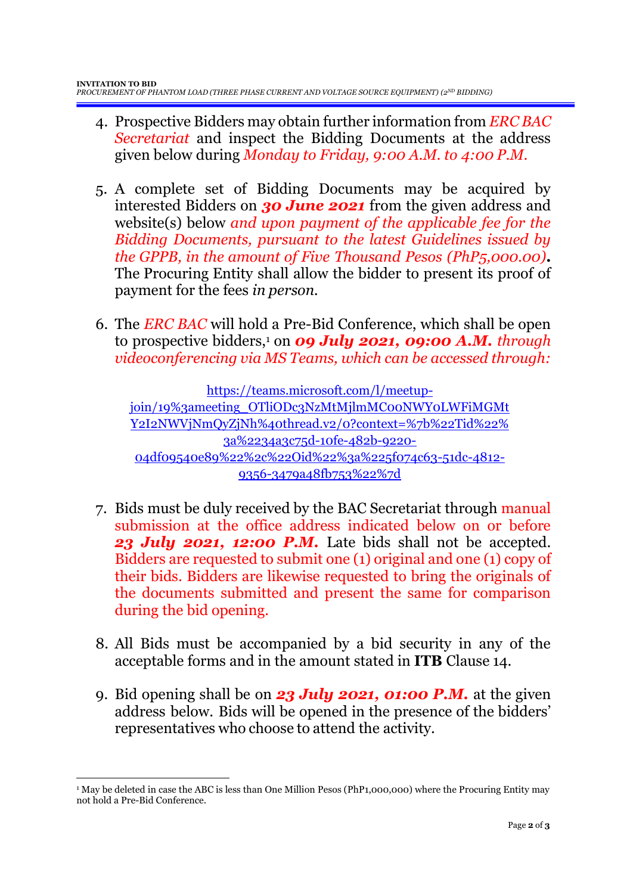4. Prospective Bidders may obtain further information from *ERC BAC Secretariat* and inspect the Bidding Documents at the address given below during *Monday to Friday, 9:00 A.M. to 4:00 P.M.*

5. A complete set of Bidding Documents may be acquired by interested Bidders on ***30 June 2021*** from the given address and website(s) below *and upon payment of the applicable fee for the Bidding Documents, pursuant to the latest Guidelines issued by the GPPB, in the amount of Five Thousand Pesos (PhP5,000.00)*. The Procuring Entity shall allow the bidder to present its proof of payment for the fees *in person*.

6. The *ERC BAC* will hold a Pre-Bid Conference, which shall be open to prospective bidders,[1] on ***09 July 2021, 09:00 A.M.*** *through videoconferencing via MS Teams, which can be accessed through:*

   https://teams.microsoft.com/l/meetup-join/19%3ameeting_OTliODc3NzMtMjlmMC00NWY0LWFiMGMtY2I2NWVjNmQyZjNh%40thread.v2/0?context=%7b%22Tid%22%3a%2234a3c75d-10fe-482b-9220-04df09540e89%22%2c%22Oid%22%3a%225f074c63-51dc-4812-9356-3479a48fb753%22%7d

7. Bids must be duly received by the BAC Secretariat through manual submission at the office address indicated below on or before ***23 July 2021, 12:00 P.M.*** Late bids shall not be accepted. Bidders are requested to submit one (1) original and one (1) copy of their bids. Bidders are likewise requested to bring the originals of the documents submitted and present the same for comparison during the bid opening.

8. All Bids must be accompanied by a bid security in any of the acceptable forms and in the amount stated in **ITB** Clause 14.

9. Bid opening shall be on ***23 July 2021, 01:00 P.M.*** at the given address below. Bids will be opened in the presence of the bidders' representatives who choose to attend the activity.

---

[1] May be deleted in case the ABC is less than One Million Pesos (PhP1,000,000) where the Procuring Entity may not hold a Pre-Bid Conference.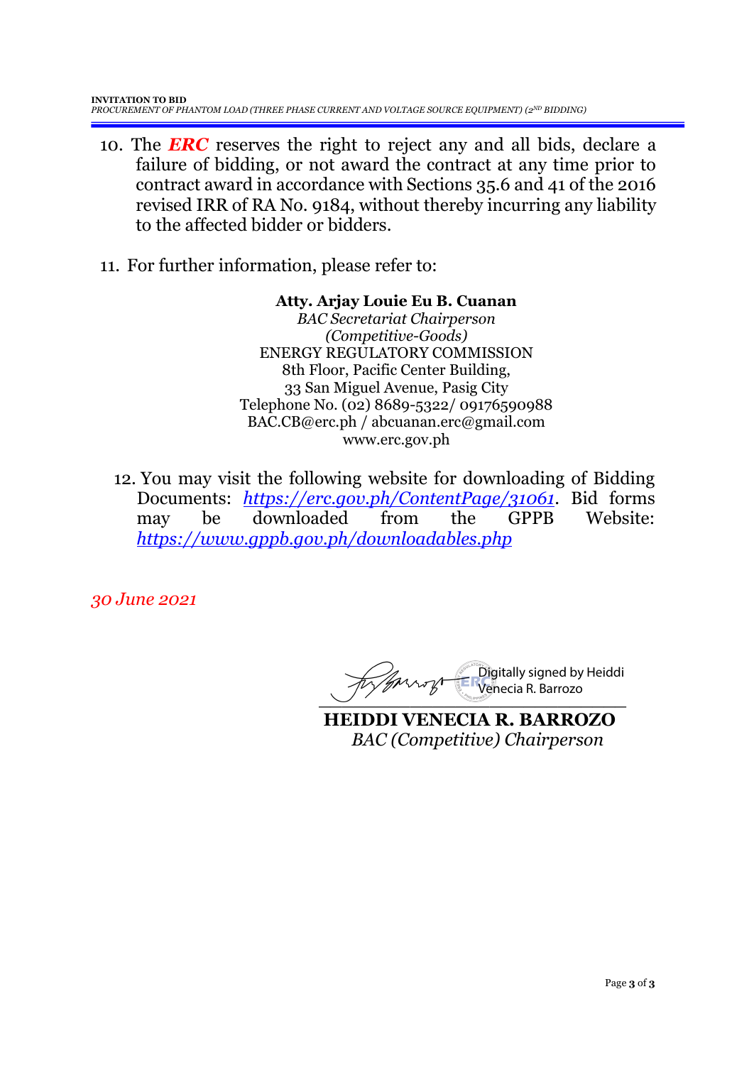10. The ***ERC*** reserves the right to reject any and all bids, declare a failure of bidding, or not award the contract at any time prior to contract award in accordance with Sections 35.6 and 41 of the 2016 revised IRR of RA No. 9184, without thereby incurring any liability to the affected bidder or bidders.

11. For further information, please refer to:

**Atty. Arjay Louie Eu B. Cuanan**
*BAC Secretariat Chairperson*
*(Competitive-Goods)*
ENERGY REGULATORY COMMISSION
8th Floor, Pacific Center Building,
33 San Miguel Avenue, Pasig City
Telephone No. (02) 8689-5322/ 09176590988
BAC.CB@erc.ph / abcuanan.erc@gmail.com
www.erc.gov.ph

12. You may visit the following website for downloading of Bidding Documents: *https://erc.gov.ph/ContentPage/31061*. Bid forms may be downloaded from the GPPB Website: *https://www.gppb.gov.ph/downloadables.php*

*30 June 2021*

Digitally signed by Heiddi Venecia R. Barrozo

**HEIDDI VENECIA R. BARROZO**
*BAC (Competitive) Chairperson*